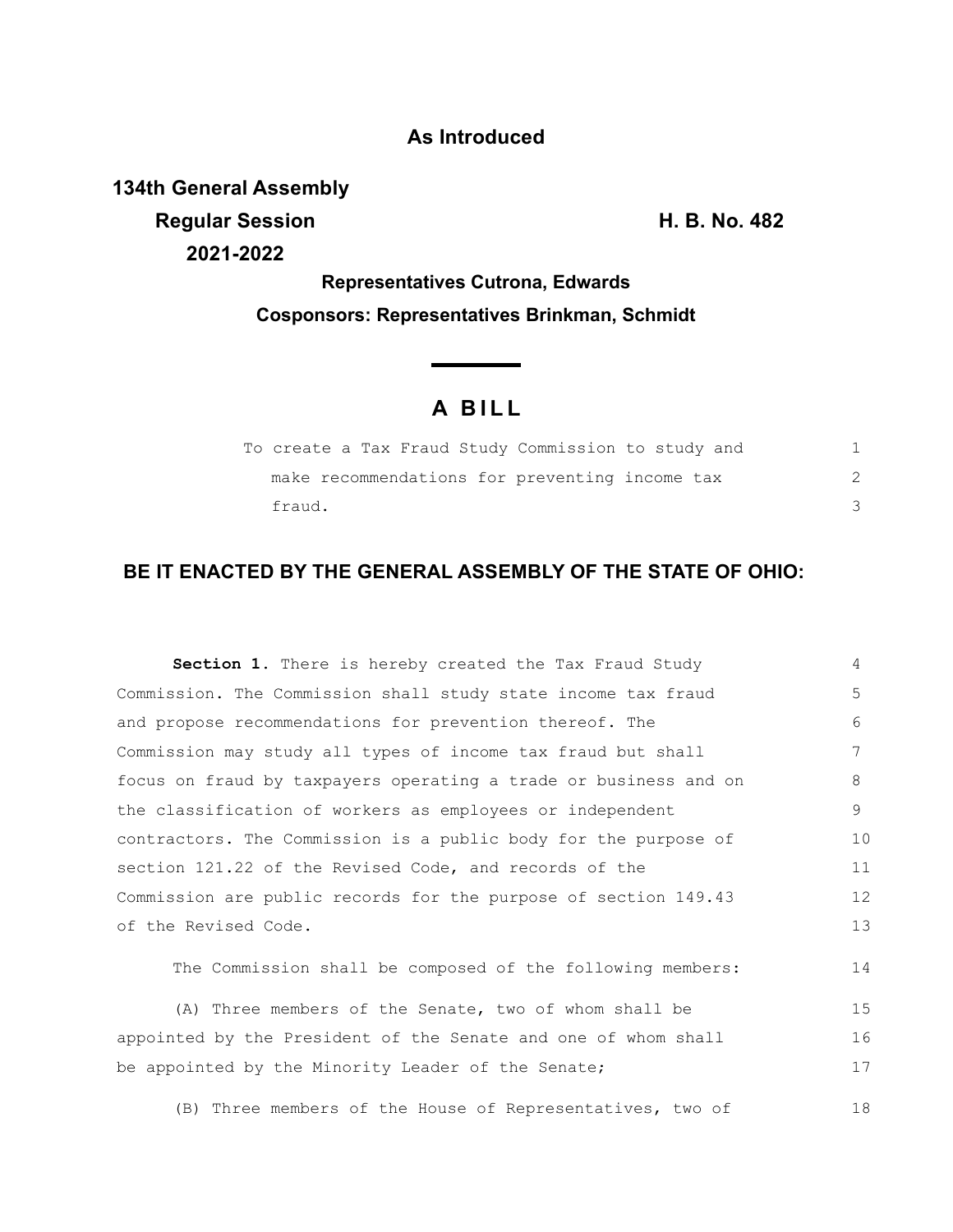**As Introduced**

**134th General Assembly**
**Regular Session** **H. B. No. 482**
**2021-2022**

**Representatives Cutrona, Edwards**

**Cosponsors: Representatives Brinkman, Schmidt**

# A BILL

To create a Tax Fraud Study Commission to study and make recommendations for preventing income tax fraud.

## BE IT ENACTED BY THE GENERAL ASSEMBLY OF THE STATE OF OHIO:

**Section 1.** There is hereby created the Tax Fraud Study Commission. The Commission shall study state income tax fraud and propose recommendations for prevention thereof. The Commission may study all types of income tax fraud but shall focus on fraud by taxpayers operating a trade or business and on the classification of workers as employees or independent contractors. The Commission is a public body for the purpose of section 121.22 of the Revised Code, and records of the Commission are public records for the purpose of section 149.43 of the Revised Code.

The Commission shall be composed of the following members:

(A) Three members of the Senate, two of whom shall be appointed by the President of the Senate and one of whom shall be appointed by the Minority Leader of the Senate;

(B) Three members of the House of Representatives, two of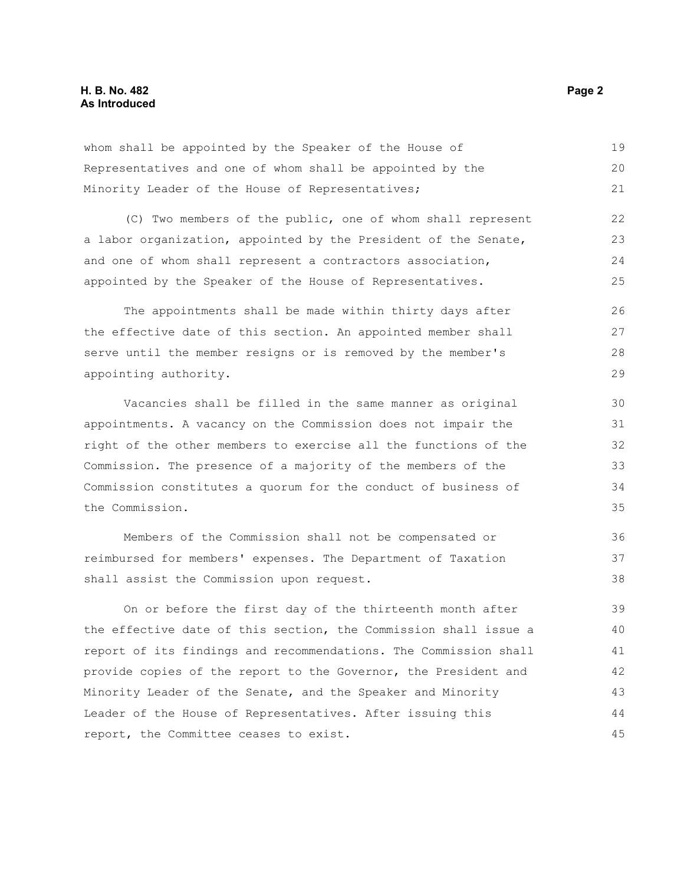whom shall be appointed by the Speaker of the House of Representatives and one of whom shall be appointed by the Minority Leader of the House of Representatives;

(C) Two members of the public, one of whom shall represent a labor organization, appointed by the President of the Senate, and one of whom shall represent a contractors association, appointed by the Speaker of the House of Representatives.

The appointments shall be made within thirty days after the effective date of this section. An appointed member shall serve until the member resigns or is removed by the member's appointing authority.

Vacancies shall be filled in the same manner as original appointments. A vacancy on the Commission does not impair the right of the other members to exercise all the functions of the Commission. The presence of a majority of the members of the Commission constitutes a quorum for the conduct of business of the Commission.

Members of the Commission shall not be compensated or reimbursed for members' expenses. The Department of Taxation shall assist the Commission upon request.

On or before the first day of the thirteenth month after the effective date of this section, the Commission shall issue a report of its findings and recommendations. The Commission shall provide copies of the report to the Governor, the President and Minority Leader of the Senate, and the Speaker and Minority Leader of the House of Representatives. After issuing this report, the Committee ceases to exist.